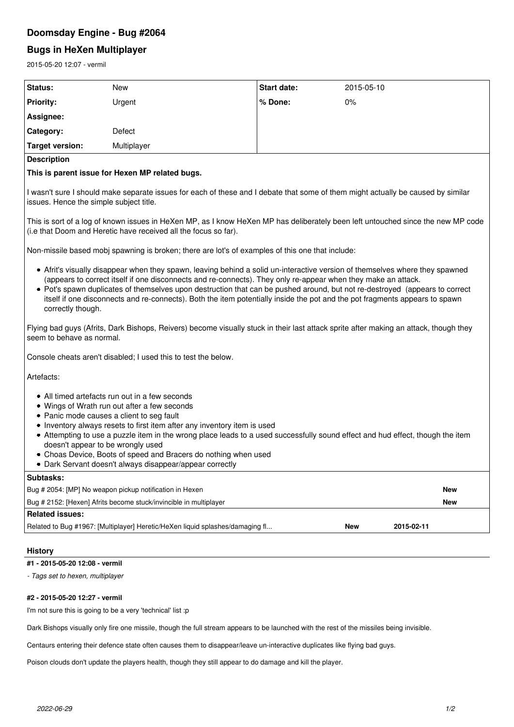# Doomsday Engine - Bug #2064

## Bugs in HeXen Multiplayer

2015-05-20 12:07 - vermil

| Status: | New | Start date: | 2015-05-10 |
|---|---|---|---|
| Priority: | Urgent | % Done: | 0% |
| Assignee: | | | |
| Category: | Defect | | |
| Target version: | Multiplayer | | |

**Description**

**This is parent issue for Hexen MP related bugs.**

I wasn't sure I should make separate issues for each of these and I debate that some of them might actually be caused by similar issues. Hence the simple subject title.

This is sort of a log of known issues in HeXen MP, as I know HeXen MP has deliberately been left untouched since the new MP code (i.e that Doom and Heretic have received all the focus so far).

Non-missile based mobj spawning is broken; there are lot's of examples of this one that include:

- Afrit's visually disappear when they spawn, leaving behind a solid un-interactive version of themselves where they spawned (appears to correct itself if one disconnects and re-connects). They only re-appear when they make an attack.
- Pot's spawn duplicates of themselves upon destruction that can be pushed around, but not re-destroyed (appears to correct itself if one disconnects and re-connects). Both the item potentially inside the pot and the pot fragments appears to spawn correctly though.

Flying bad guys (Afrits, Dark Bishops, Reivers) become visually stuck in their last attack sprite after making an attack, though they seem to behave as normal.

Console cheats aren't disabled; I used this to test the below.

Artefacts:

- All timed artefacts run out in a few seconds
- Wings of Wrath run out after a few seconds
- Panic mode causes a client to seg fault
- Inventory always resets to first item after any inventory item is used
- Attempting to use a puzzle item in the wrong place leads to a used successfully sound effect and hud effect, though the item doesn't appear to be wrongly used
- Choas Device, Boots of speed and Bracers do nothing when used
- Dark Servant doesn't always disappear/appear correctly

**Subtasks:**

| | |
|---|---|
| Bug # 2054: [MP] No weapon pickup notification in Hexen | New |
| Bug # 2152: [Hexen] Afrits become stuck/invincible in multiplayer | New |

**Related issues:**

| | | |
|---|---|---|
| Related to Bug #1967: [Multiplayer] Heretic/HeXen liquid splashes/damaging fl... | New | 2015-02-11 |

### History

#### #1 - 2015-05-20 12:08 - vermil

*- Tags set to hexen, multiplayer*

#### #2 - 2015-05-20 12:27 - vermil

I'm not sure this is going to be a very 'technical' list :p

Dark Bishops visually only fire one missile, though the full stream appears to be launched with the rest of the missiles being invisible.

Centaurs entering their defence state often causes them to disappear/leave un-interactive duplicates like flying bad guys.

Poison clouds don't update the players health, though they still appear to do damage and kill the player.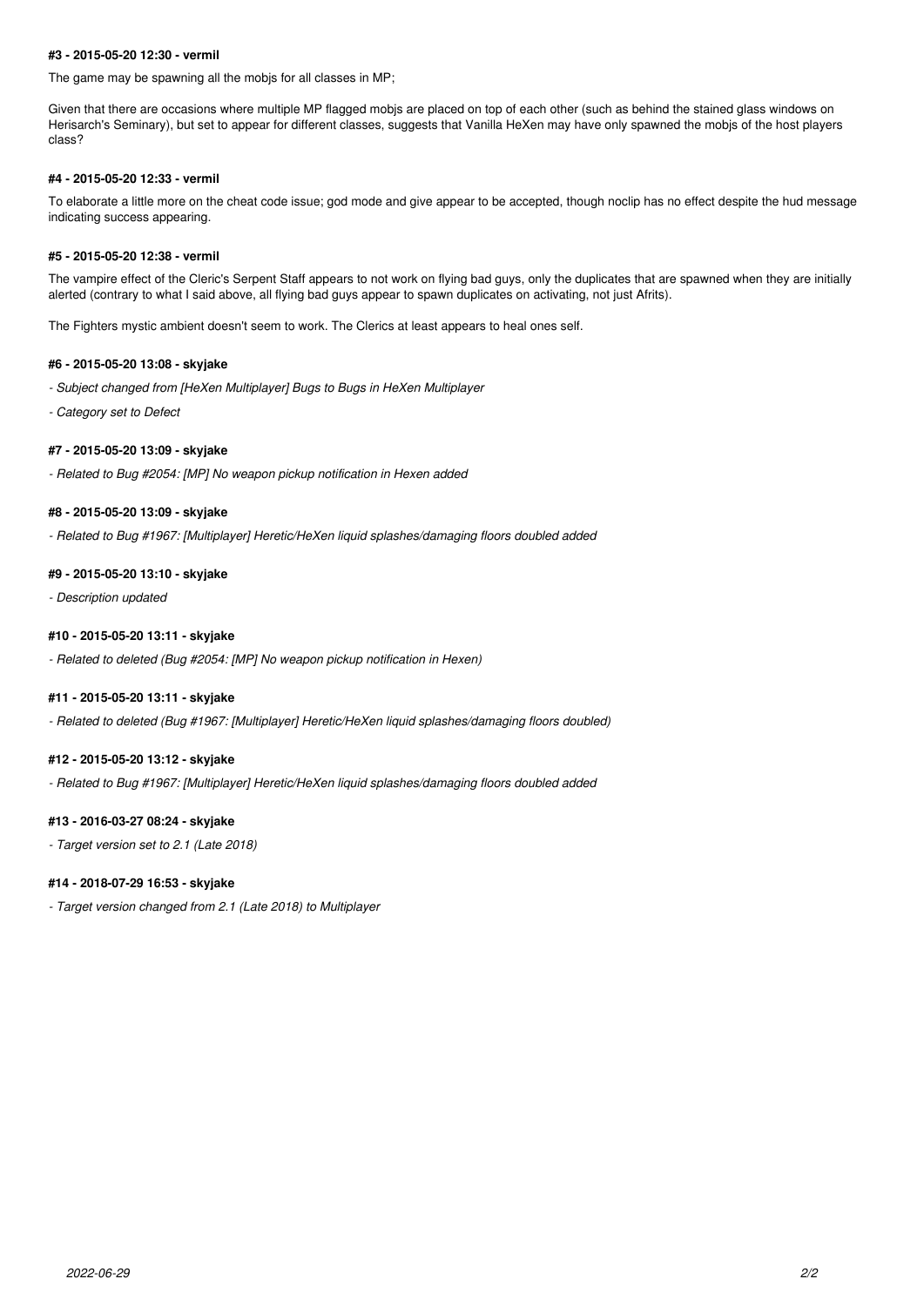#### #3 - 2015-05-20 12:30 - vermil

The game may be spawning all the mobjs for all classes in MP;

Given that there are occasions where multiple MP flagged mobjs are placed on top of each other (such as behind the stained glass windows on Herisarch's Seminary), but set to appear for different classes, suggests that Vanilla HeXen may have only spawned the mobjs of the host players class?

#### #4 - 2015-05-20 12:33 - vermil

To elaborate a little more on the cheat code issue; god mode and give appear to be accepted, though noclip has no effect despite the hud message indicating success appearing.

#### #5 - 2015-05-20 12:38 - vermil

The vampire effect of the Cleric's Serpent Staff appears to not work on flying bad guys, only the duplicates that are spawned when they are initially alerted (contrary to what I said above, all flying bad guys appear to spawn duplicates on activating, not just Afrits).

The Fighters mystic ambient doesn't seem to work. The Clerics at least appears to heal ones self.

#### #6 - 2015-05-20 13:08 - skyjake

*- Subject changed from [HeXen Multiplayer] Bugs to Bugs in HeXen Multiplayer*

*- Category set to Defect*

#### #7 - 2015-05-20 13:09 - skyjake

*- Related to Bug #2054: [MP] No weapon pickup notification in Hexen added*

#### #8 - 2015-05-20 13:09 - skyjake

*- Related to Bug #1967: [Multiplayer] Heretic/HeXen liquid splashes/damaging floors doubled added*

#### #9 - 2015-05-20 13:10 - skyjake

*- Description updated*

#### #10 - 2015-05-20 13:11 - skyjake

*- Related to deleted (Bug #2054: [MP] No weapon pickup notification in Hexen)*

#### #11 - 2015-05-20 13:11 - skyjake

*- Related to deleted (Bug #1967: [Multiplayer] Heretic/HeXen liquid splashes/damaging floors doubled)*

#### #12 - 2015-05-20 13:12 - skyjake

*- Related to Bug #1967: [Multiplayer] Heretic/HeXen liquid splashes/damaging floors doubled added*

#### #13 - 2016-03-27 08:24 - skyjake

*- Target version set to 2.1 (Late 2018)*

#### #14 - 2018-07-29 16:53 - skyjake

*- Target version changed from 2.1 (Late 2018) to Multiplayer*